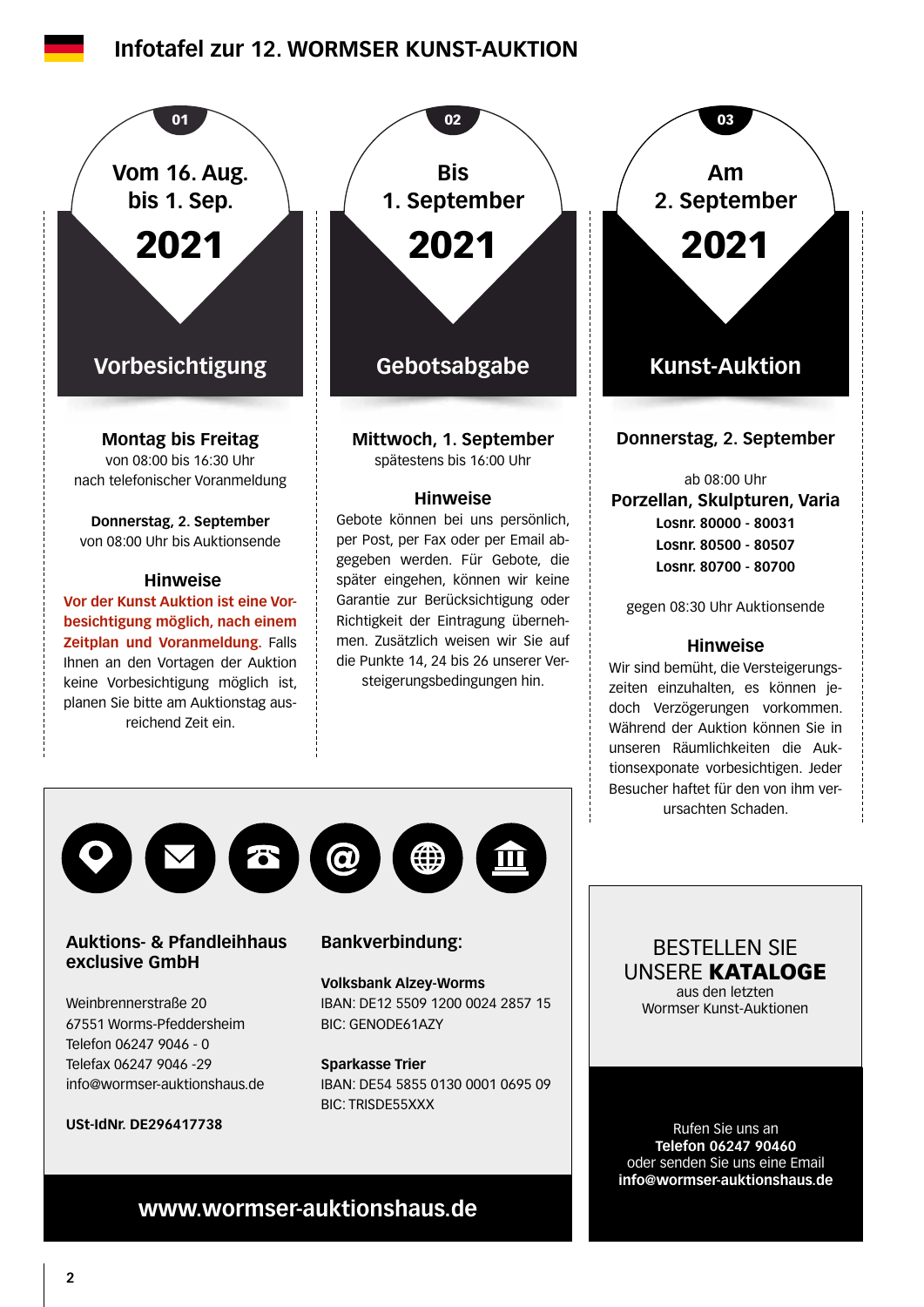# Infotafel zur 12. WORMSER KUNST-AUKTION

## 01

**Vom 16. Aug. bis 1. Sep. 2021**

### Vorbesichtigung

**Montag bis Freitag**
von 08:00 bis 16:30 Uhr
nach telefonischer Voranmeldung

**Donnerstag, 2. September**
von 08:00 Uhr bis Auktionsende

**Hinweise**

**Vor der Kunst Auktion ist eine Vorbesichtigung möglich, nach einem Zeitplan und Voranmeldung.** Falls Ihnen an den Vortagen der Auktion keine Vorbesichtigung möglich ist, planen Sie bitte am Auktionstag ausreichend Zeit ein.

## 02

**Bis 1. September 2021**

### Gebotsabgabe

**Mittwoch, 1. September**
spätestens bis 16:00 Uhr

**Hinweise**

Gebote können bei uns persönlich, per Post, per Fax oder per Email abgegeben werden. Für Gebote, die später eingehen, können wir keine Garantie zur Berücksichtigung oder Richtigkeit der Eintragung übernehmen. Zusätzlich weisen wir Sie auf die Punkte 14, 24 bis 26 unserer Versteigerungsbedingungen hin.

## 03

**Am 2. September 2021**

### Kunst-Auktion

**Donnerstag, 2. September**

ab 08:00 Uhr
**Porzellan, Skulpturen, Varia**
**Losnr. 80000 - 80031**
**Losnr. 80500 - 80507**
**Losnr. 80700 - 80700**

gegen 08:30 Uhr Auktionsende

**Hinweise**

Wir sind bemüht, die Versteigerungszeiten einzuhalten, es können jedoch Verzögerungen vorkommen. Während der Auktion können Sie in unseren Räumlichkeiten die Auktionsexponate vorbesichtigen. Jeder Besucher haftet für den von ihm verursachten Schaden.

---

**Auktions- & Pfandleihhaus exclusive GmbH**

Weinbrennerstraße 20
67551 Worms-Pfeddersheim
Telefon 06247 9046 - 0
Telefax 06247 9046 -29
info@wormser-auktionshaus.de

**USt-IdNr. DE296417738**

**Bankverbindung:**

**Volksbank Alzey-Worms**
IBAN: DE12 5509 1200 0024 2857 15
BIC: GENODE61AZY

**Sparkasse Trier**
IBAN: DE54 5855 0130 0001 0695 09
BIC: TRISDE55XXX

**www.wormser-auktionshaus.de**

---

BESTELLEN SIE UNSERE **KATALOGE**
aus den letzten Wormser Kunst-Auktionen

Rufen Sie uns an
**Telefon 06247 90460**
oder senden Sie uns eine Email
**info@wormser-auktionshaus.de**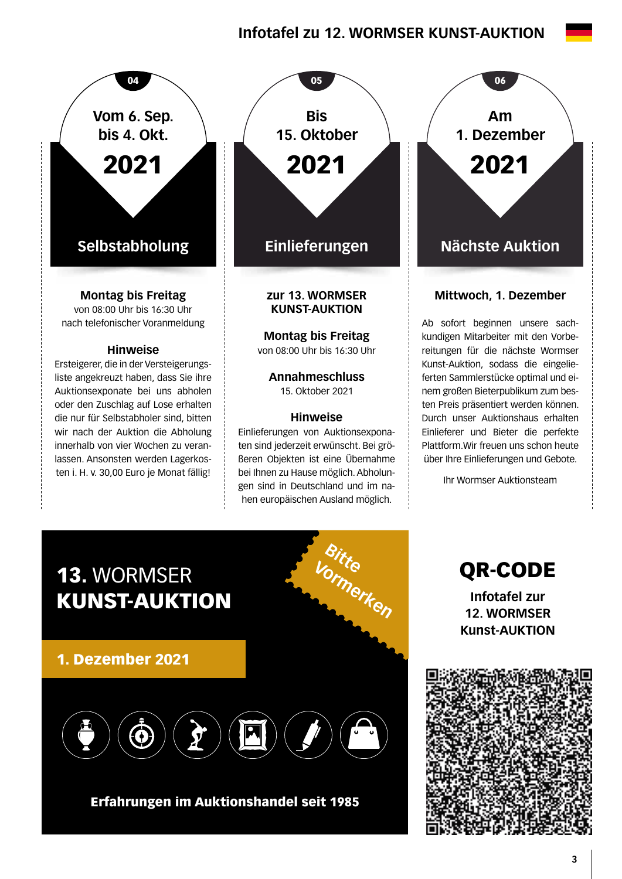# Infotafel zu 12. WORMSER KUNST-AUKTION

## 04

Vom 6. Sep. bis 4. Okt.
**2021**

### Selbstabholung

**Montag bis Freitag**
von 08:00 Uhr bis 16:30 Uhr
nach telefonischer Voranmeldung

**Hinweise**

Ersteigerer, die in der Versteigerungsliste angekreuzt haben, dass Sie ihre Auktionsexponate bei uns abholen oder den Zuschlag auf Lose erhalten die nur für Selbstabholer sind, bitten wir nach der Auktion die Abholung innerhalb von vier Wochen zu veranlassen. Ansonsten werden Lagerkosten i. H. v. 30,00 Euro je Monat fällig!

## 05

Bis 15. Oktober
**2021**

### Einlieferungen

**zur 13. WORMSER KUNST-AUKTION**

**Montag bis Freitag**
von 08:00 Uhr bis 16:30 Uhr

**Annahmeschluss**
15. Oktober 2021

**Hinweise**

Einlieferungen von Auktionsexponaten sind jederzeit erwünscht. Bei größeren Objekten ist eine Übernahme bei Ihnen zu Hause möglich. Abholungen sind in Deutschland und im nahen europäischen Ausland möglich.

## 06

Am 1. Dezember
**2021**

### Nächste Auktion

**Mittwoch, 1. Dezember**

Ab sofort beginnen unsere sachkundigen Mitarbeiter mit den Vorbereitungen für die nächste Wormser Kunst-Auktion, sodass die eingelieferten Sammlerstücke optimal und einem großen Bieterpublikum zum besten Preis präsentiert werden können. Durch unser Auktionshaus erhalten Einlieferer und Bieter die perfekte Plattform.Wir freuen uns schon heute über Ihre Einlieferungen und Gebote.

Ihr Wormser Auktionsteam

---

## **13.** WORMSER **KUNST-AUKTION**

Bitte Vormerken

**1. Dezember 2021**

**Erfahrungen im Auktionshandel seit 1985**

## QR-CODE

**Infotafel zur 12. WORMSER Kunst-AUKTION**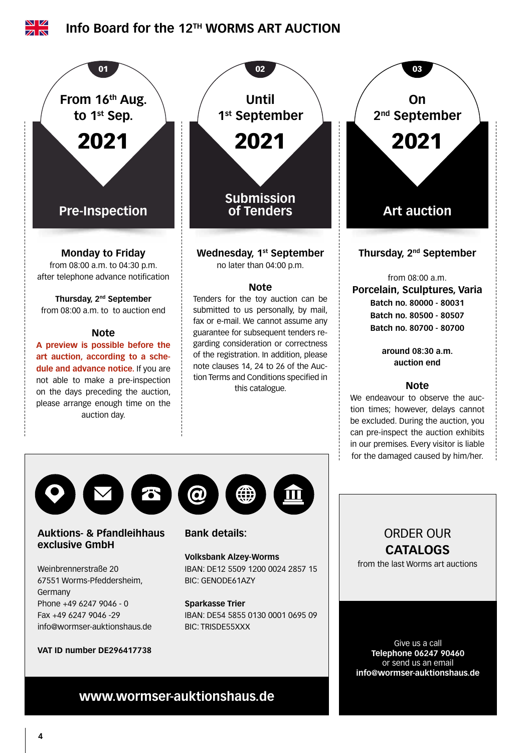# Info Board for the 12TH WORMS ART AUCTION

## 01

From 16th Aug. to 1st Sep.

**2021**

### Pre-Inspection

**Monday to Friday**
from 08:00 a.m. to 04:30 p.m.
after telephone advance notification

**Thursday, 2nd September**
from 08:00 a.m. to to auction end

**Note**

**A preview is possible before the art auction, according to a schedule and advance notice.** If you are not able to make a pre-inspection on the days preceding the auction, please arrange enough time on the auction day.

## 02

Until 1st September

**2021**

### Submission of Tenders

**Wednesday, 1st September**
no later than 04:00 p.m.

**Note**

Tenders for the toy auction can be submitted to us personally, by mail, fax or e-mail. We cannot assume any guarantee for subsequent tenders regarding consideration or correctness of the registration. In addition, please note clauses 14, 24 to 26 of the Auction Terms and Conditions specified in this catalogue.

## 03

On 2nd September

**2021**

### Art auction

**Thursday, 2nd September**

from 08:00 a.m.
**Porcelain, Sculptures, Varia**
**Batch no. 80000 - 80031**
**Batch no. 80500 - 80507**
**Batch no. 80700 - 80700**

**around 08:30 a.m.**
**auction end**

**Note**

We endeavour to observe the auction times; however, delays cannot be excluded. During the auction, you can pre-inspect the auction exhibits in our premises. Every visitor is liable for the damaged caused by him/her.

---

**Auktions- & Pfandleihhaus exclusive GmbH**

Weinbrennerstraße 20
67551 Worms-Pfeddersheim,
Germany
Phone +49 6247 9046 - 0
Fax +49 6247 9046 -29
info@wormser-auktionshaus.de

**VAT ID number DE296417738**

**Bank details:**

**Volksbank Alzey-Worms**
IBAN: DE12 5509 1200 0024 2857 15
BIC: GENODE61AZY

**Sparkasse Trier**
IBAN: DE54 5855 0130 0001 0695 09
BIC: TRISDE55XXX

**www.wormser-auktionshaus.de**

---

ORDER OUR
**CATALOGS**
from the last Worms art auctions

Give us a call
**Telephone 06247 90460**
or send us an email
**info@wormser-auktionshaus.de**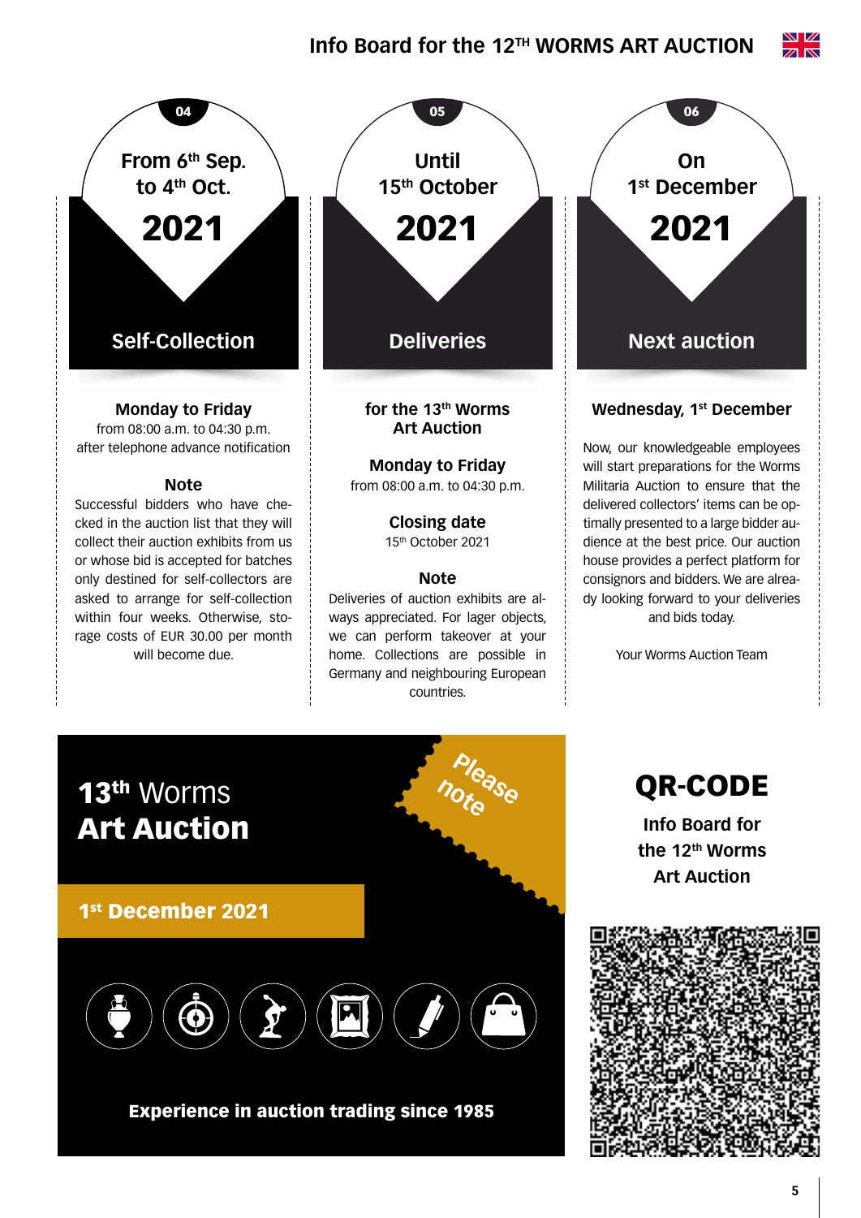# Info Board for the 12TH WORMS ART AUCTION

## 04

From 6th Sep. to 4th Oct.

**2021**

### Self-Collection

**Monday to Friday**
from 08:00 a.m. to 04:30 p.m.
after telephone advance notification

**Note**
Successful bidders who have checked in the auction list that they will collect their auction exhibits from us or whose bid is accepted for batches only destined for self-collectors are asked to arrange for self-collection within four weeks. Otherwise, storage costs of EUR 30.00 per month will become due.

## 05

Until 15th October

**2021**

### Deliveries

**for the 13th Worms Art Auction**

**Monday to Friday**
from 08:00 a.m. to 04:30 p.m.

**Closing date**
15th October 2021

**Note**
Deliveries of auction exhibits are always appreciated. For lager objects, we can perform takeover at your home. Collections are possible in Germany and neighbouring European countries.

## 06

On 1st December

**2021**

### Next auction

**Wednesday, 1st December**

Now, our knowledgeable employees will start preparations for the Worms Militaria Auction to ensure that the delivered collectors' items can be optimally presented to a large bidder audience at the best price. Our auction house provides a perfect platform for consignors and bidders. We are already looking forward to your deliveries and bids today.

Your Worms Auction Team

---

**13th** Worms
**Art Auction**

Please note

**1st December 2021**

**Experience in auction trading since 1985**

## QR-CODE

**Info Board for the 12th Worms Art Auction**